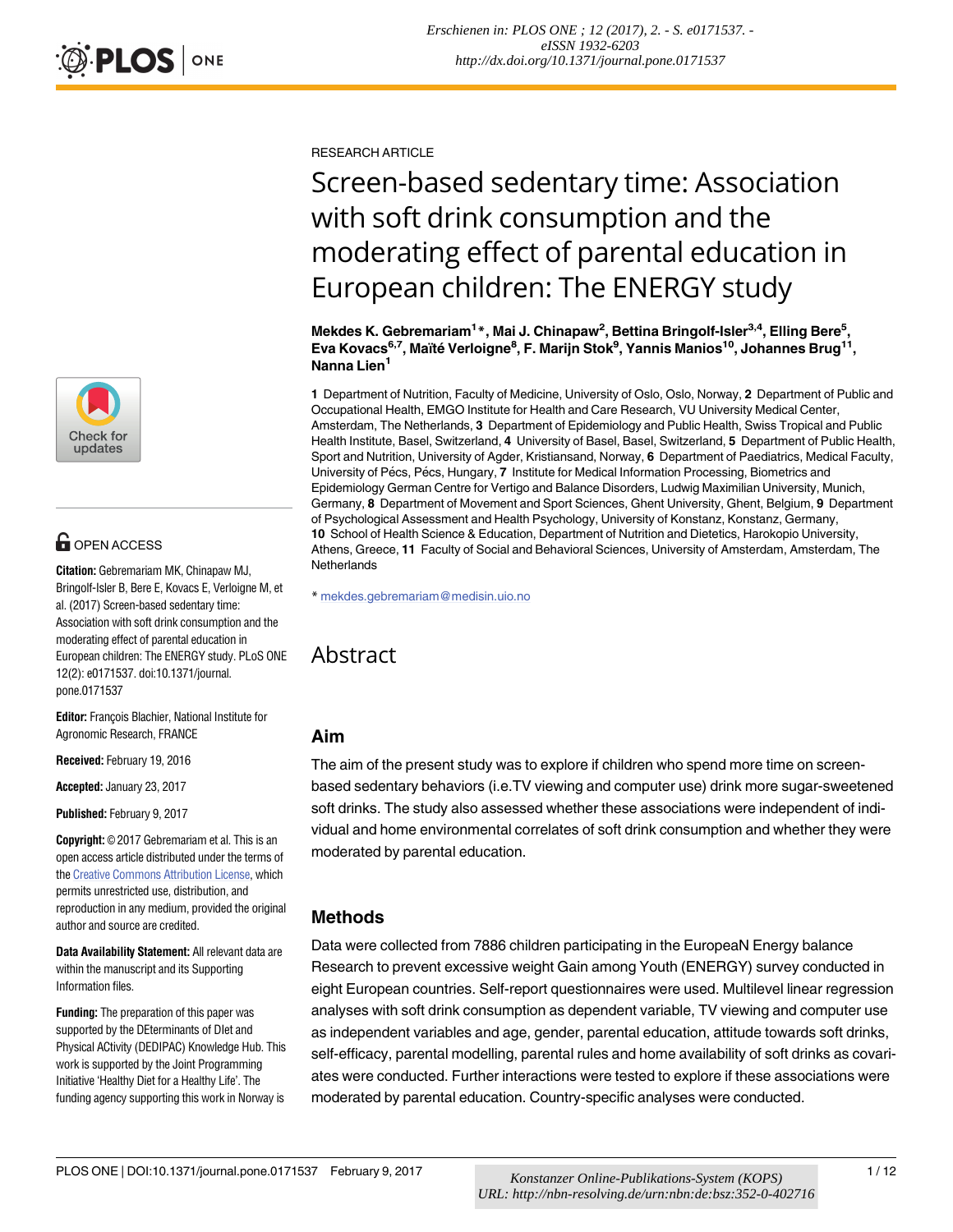RESEARCH ARTICLE

# Screen-based sedentary time: Association with soft drink consumption and the moderating effect of parental education in European children: The ENERGY study

**Mekdes K. Gebremariam[1]*, Mai J. Chinapaw[2], Bettina Bringolf-Isler[3,4], Elling Bere[5], Eva Kovacs[6,7], Maïté Verloigne[8], F. Marijn Stok[9], Yannis Manios[10], Johannes Brug[11], Nanna Lien[1]**

**1** Department of Nutrition, Faculty of Medicine, University of Oslo, Oslo, Norway, **2** Department of Public and Occupational Health, EMGO Institute for Health and Care Research, VU University Medical Center, Amsterdam, The Netherlands, **3** Department of Epidemiology and Public Health, Swiss Tropical and Public Health Institute, Basel, Switzerland, **4** University of Basel, Basel, Switzerland, **5** Department of Public Health, Sport and Nutrition, University of Agder, Kristiansand, Norway, **6** Department of Paediatrics, Medical Faculty, University of Pécs, Pécs, Hungary, **7** Institute for Medical Information Processing, Biometrics and Epidemiology German Centre for Vertigo and Balance Disorders, Ludwig Maximilian University, Munich, Germany, **8** Department of Movement and Sport Sciences, Ghent University, Ghent, Belgium, **9** Department of Psychological Assessment and Health Psychology, University of Konstanz, Konstanz, Germany, **10** School of Health Science & Education, Department of Nutrition and Dietetics, Harokopio University, Athens, Greece, **11** Faculty of Social and Behavioral Sciences, University of Amsterdam, Amsterdam, The Netherlands

* mekdes.gebremariam@medisin.uio.no

OPEN ACCESS

**Citation:** Gebremariam MK, Chinapaw MJ, Bringolf-Isler B, Bere E, Kovacs E, Verloigne M, et al. (2017) Screen-based sedentary time: Association with soft drink consumption and the moderating effect of parental education in European children: The ENERGY study. PLoS ONE 12(2): e0171537. doi:10.1371/journal. pone.0171537

**Editor:** François Blachier, National Institute for Agronomic Research, FRANCE

**Received:** February 19, 2016

**Accepted:** January 23, 2017

**Published:** February 9, 2017

**Copyright:** © 2017 Gebremariam et al. This is an open access article distributed under the terms of the Creative Commons Attribution License, which permits unrestricted use, distribution, and reproduction in any medium, provided the original author and source are credited.

**Data Availability Statement:** All relevant data are within the manuscript and its Supporting Information files.

**Funding:** The preparation of this paper was supported by the DEterminants of DIet and Physical ACtivity (DEDIPAC) Knowledge Hub. This work is supported by the Joint Programming Initiative 'Healthy Diet for a Healthy Life'. The funding agency supporting this work in Norway is

## Abstract

### Aim

The aim of the present study was to explore if children who spend more time on screen-based sedentary behaviors (i.e.TV viewing and computer use) drink more sugar-sweetened soft drinks. The study also assessed whether these associations were independent of individual and home environmental correlates of soft drink consumption and whether they were moderated by parental education.

### Methods

Data were collected from 7886 children participating in the EuropeaN Energy balance Research to prevent excessive weight Gain among Youth (ENERGY) survey conducted in eight European countries. Self-report questionnaires were used. Multilevel linear regression analyses with soft drink consumption as dependent variable, TV viewing and computer use as independent variables and age, gender, parental education, attitude towards soft drinks, self-efficacy, parental modelling, parental rules and home availability of soft drinks as covariates were conducted. Further interactions were tested to explore if these associations were moderated by parental education. Country-specific analyses were conducted.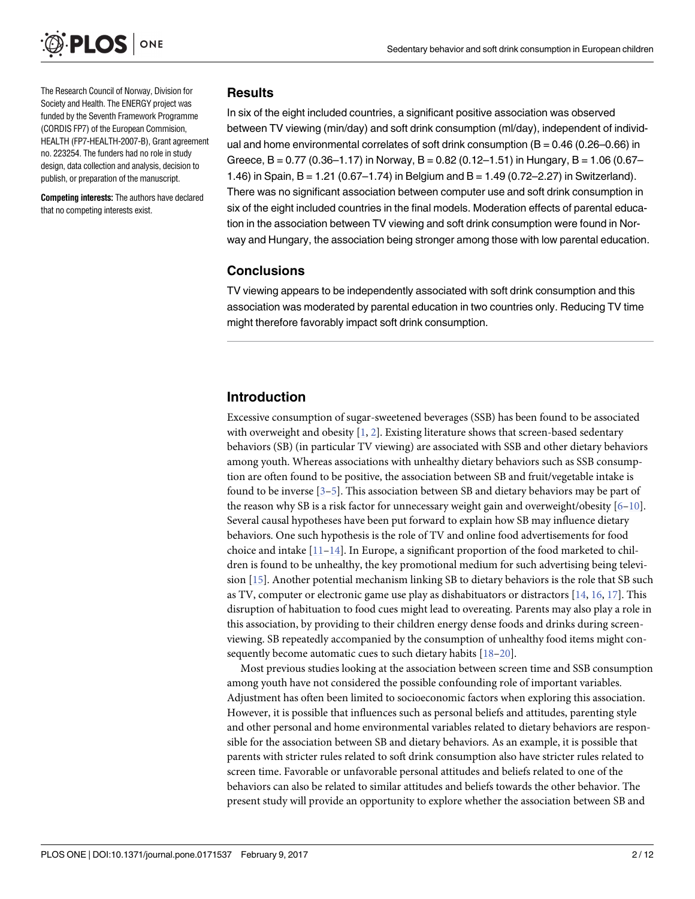The Research Council of Norway, Division for Society and Health. The ENERGY project was funded by the Seventh Framework Programme (CORDIS FP7) of the European Commision, HEALTH (FP7-HEALTH-2007-B), Grant agreement no. 223254. The funders had no role in study design, data collection and analysis, decision to publish, or preparation of the manuscript.

**Competing interests:** The authors have declared that no competing interests exist.

## Results

In six of the eight included countries, a significant positive association was observed between TV viewing (min/day) and soft drink consumption (ml/day), independent of individual and home environmental correlates of soft drink consumption (B = 0.46 (0.26–0.66) in Greece, B = 0.77 (0.36–1.17) in Norway, B = 0.82 (0.12–1.51) in Hungary, B = 1.06 (0.67–1.46) in Spain, B = 1.21 (0.67–1.74) in Belgium and B = 1.49 (0.72–2.27) in Switzerland). There was no significant association between computer use and soft drink consumption in six of the eight included countries in the final models. Moderation effects of parental education in the association between TV viewing and soft drink consumption were found in Norway and Hungary, the association being stronger among those with low parental education.

## Conclusions

TV viewing appears to be independently associated with soft drink consumption and this association was moderated by parental education in two countries only. Reducing TV time might therefore favorably impact soft drink consumption.

## Introduction

Excessive consumption of sugar-sweetened beverages (SSB) has been found to be associated with overweight and obesity [1, 2]. Existing literature shows that screen-based sedentary behaviors (SB) (in particular TV viewing) are associated with SSB and other dietary behaviors among youth. Whereas associations with unhealthy dietary behaviors such as SSB consumption are often found to be positive, the association between SB and fruit/vegetable intake is found to be inverse [3–5]. This association between SB and dietary behaviors may be part of the reason why SB is a risk factor for unnecessary weight gain and overweight/obesity [6–10]. Several causal hypotheses have been put forward to explain how SB may influence dietary behaviors. One such hypothesis is the role of TV and online food advertisements for food choice and intake [11–14]. In Europe, a significant proportion of the food marketed to children is found to be unhealthy, the key promotional medium for such advertising being television [15]. Another potential mechanism linking SB to dietary behaviors is the role that SB such as TV, computer or electronic game use play as dishabituators or distractors [14, 16, 17]. This disruption of habituation to food cues might lead to overeating. Parents may also play a role in this association, by providing to their children energy dense foods and drinks during screen-viewing. SB repeatedly accompanied by the consumption of unhealthy food items might consequently become automatic cues to such dietary habits [18–20].

Most previous studies looking at the association between screen time and SSB consumption among youth have not considered the possible confounding role of important variables. Adjustment has often been limited to socioeconomic factors when exploring this association. However, it is possible that influences such as personal beliefs and attitudes, parenting style and other personal and home environmental variables related to dietary behaviors are responsible for the association between SB and dietary behaviors. As an example, it is possible that parents with stricter rules related to soft drink consumption also have stricter rules related to screen time. Favorable or unfavorable personal attitudes and beliefs related to one of the behaviors can also be related to similar attitudes and beliefs towards the other behavior. The present study will provide an opportunity to explore whether the association between SB and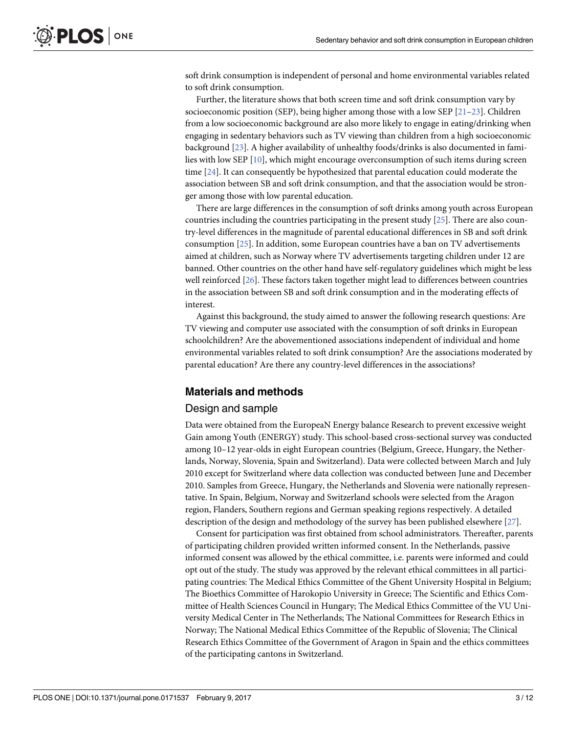soft drink consumption is independent of personal and home environmental variables related to soft drink consumption.

Further, the literature shows that both screen time and soft drink consumption vary by socioeconomic position (SEP), being higher among those with a low SEP [21–23]. Children from a low socioeconomic background are also more likely to engage in eating/drinking when engaging in sedentary behaviors such as TV viewing than children from a high socioeconomic background [23]. A higher availability of unhealthy foods/drinks is also documented in families with low SEP [10], which might encourage overconsumption of such items during screen time [24]. It can consequently be hypothesized that parental education could moderate the association between SB and soft drink consumption, and that the association would be stronger among those with low parental education.

There are large differences in the consumption of soft drinks among youth across European countries including the countries participating in the present study [25]. There are also country-level differences in the magnitude of parental educational differences in SB and soft drink consumption [25]. In addition, some European countries have a ban on TV advertisements aimed at children, such as Norway where TV advertisements targeting children under 12 are banned. Other countries on the other hand have self-regulatory guidelines which might be less well reinforced [26]. These factors taken together might lead to differences between countries in the association between SB and soft drink consumption and in the moderating effects of interest.

Against this background, the study aimed to answer the following research questions: Are TV viewing and computer use associated with the consumption of soft drinks in European schoolchildren? Are the abovementioned associations independent of individual and home environmental variables related to soft drink consumption? Are the associations moderated by parental education? Are there any country-level differences in the associations?

## Materials and methods

### Design and sample

Data were obtained from the EuropeaN Energy balance Research to prevent excessive weight Gain among Youth (ENERGY) study. This school-based cross-sectional survey was conducted among 10–12 year-olds in eight European countries (Belgium, Greece, Hungary, the Netherlands, Norway, Slovenia, Spain and Switzerland). Data were collected between March and July 2010 except for Switzerland where data collection was conducted between June and December 2010. Samples from Greece, Hungary, the Netherlands and Slovenia were nationally representative. In Spain, Belgium, Norway and Switzerland schools were selected from the Aragon region, Flanders, Southern regions and German speaking regions respectively. A detailed description of the design and methodology of the survey has been published elsewhere [27].

Consent for participation was first obtained from school administrators. Thereafter, parents of participating children provided written informed consent. In the Netherlands, passive informed consent was allowed by the ethical committee, i.e. parents were informed and could opt out of the study. The study was approved by the relevant ethical committees in all participating countries: The Medical Ethics Committee of the Ghent University Hospital in Belgium; The Bioethics Committee of Harokopio University in Greece; The Scientific and Ethics Committee of Health Sciences Council in Hungary; The Medical Ethics Committee of the VU University Medical Center in The Netherlands; The National Committees for Research Ethics in Norway; The National Medical Ethics Committee of the Republic of Slovenia; The Clinical Research Ethics Committee of the Government of Aragon in Spain and the ethics committees of the participating cantons in Switzerland.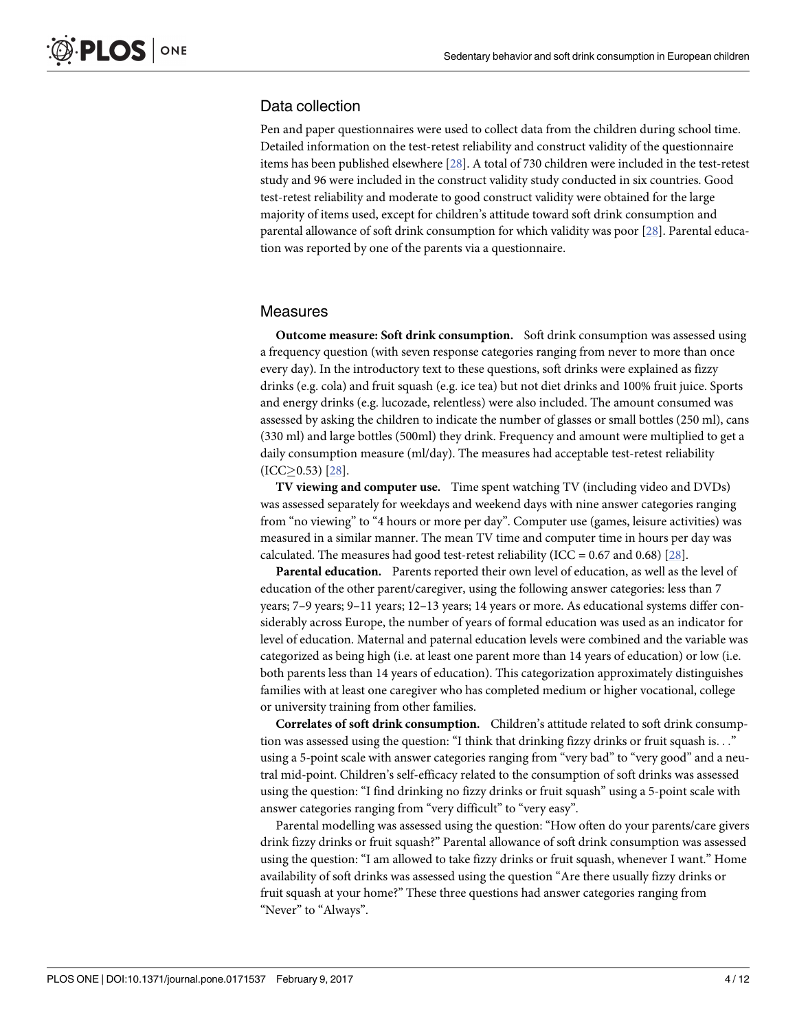## Data collection

Pen and paper questionnaires were used to collect data from the children during school time. Detailed information on the test-retest reliability and construct validity of the questionnaire items has been published elsewhere [28]. A total of 730 children were included in the test-retest study and 96 were included in the construct validity study conducted in six countries. Good test-retest reliability and moderate to good construct validity were obtained for the large majority of items used, except for children's attitude toward soft drink consumption and parental allowance of soft drink consumption for which validity was poor [28]. Parental education was reported by one of the parents via a questionnaire.

## Measures

**Outcome measure: Soft drink consumption.** Soft drink consumption was assessed using a frequency question (with seven response categories ranging from never to more than once every day). In the introductory text to these questions, soft drinks were explained as fizzy drinks (e.g. cola) and fruit squash (e.g. ice tea) but not diet drinks and 100% fruit juice. Sports and energy drinks (e.g. lucozade, relentless) were also included. The amount consumed was assessed by asking the children to indicate the number of glasses or small bottles (250 ml), cans (330 ml) and large bottles (500ml) they drink. Frequency and amount were multiplied to get a daily consumption measure (ml/day). The measures had acceptable test-retest reliability (ICC$\geq$0.53) [28].

**TV viewing and computer use.** Time spent watching TV (including video and DVDs) was assessed separately for weekdays and weekend days with nine answer categories ranging from "no viewing" to "4 hours or more per day". Computer use (games, leisure activities) was measured in a similar manner. The mean TV time and computer time in hours per day was calculated. The measures had good test-retest reliability (ICC = 0.67 and 0.68) [28].

**Parental education.** Parents reported their own level of education, as well as the level of education of the other parent/caregiver, using the following answer categories: less than 7 years; 7–9 years; 9–11 years; 12–13 years; 14 years or more. As educational systems differ considerably across Europe, the number of years of formal education was used as an indicator for level of education. Maternal and paternal education levels were combined and the variable was categorized as being high (i.e. at least one parent more than 14 years of education) or low (i.e. both parents less than 14 years of education). This categorization approximately distinguishes families with at least one caregiver who has completed medium or higher vocational, college or university training from other families.

**Correlates of soft drink consumption.** Children's attitude related to soft drink consumption was assessed using the question: "I think that drinking fizzy drinks or fruit squash is. . ." using a 5-point scale with answer categories ranging from "very bad" to "very good" and a neutral mid-point. Children's self-efficacy related to the consumption of soft drinks was assessed using the question: "I find drinking no fizzy drinks or fruit squash" using a 5-point scale with answer categories ranging from "very difficult" to "very easy".

Parental modelling was assessed using the question: "How often do your parents/care givers drink fizzy drinks or fruit squash?" Parental allowance of soft drink consumption was assessed using the question: "I am allowed to take fizzy drinks or fruit squash, whenever I want." Home availability of soft drinks was assessed using the question "Are there usually fizzy drinks or fruit squash at your home?" These three questions had answer categories ranging from "Never" to "Always".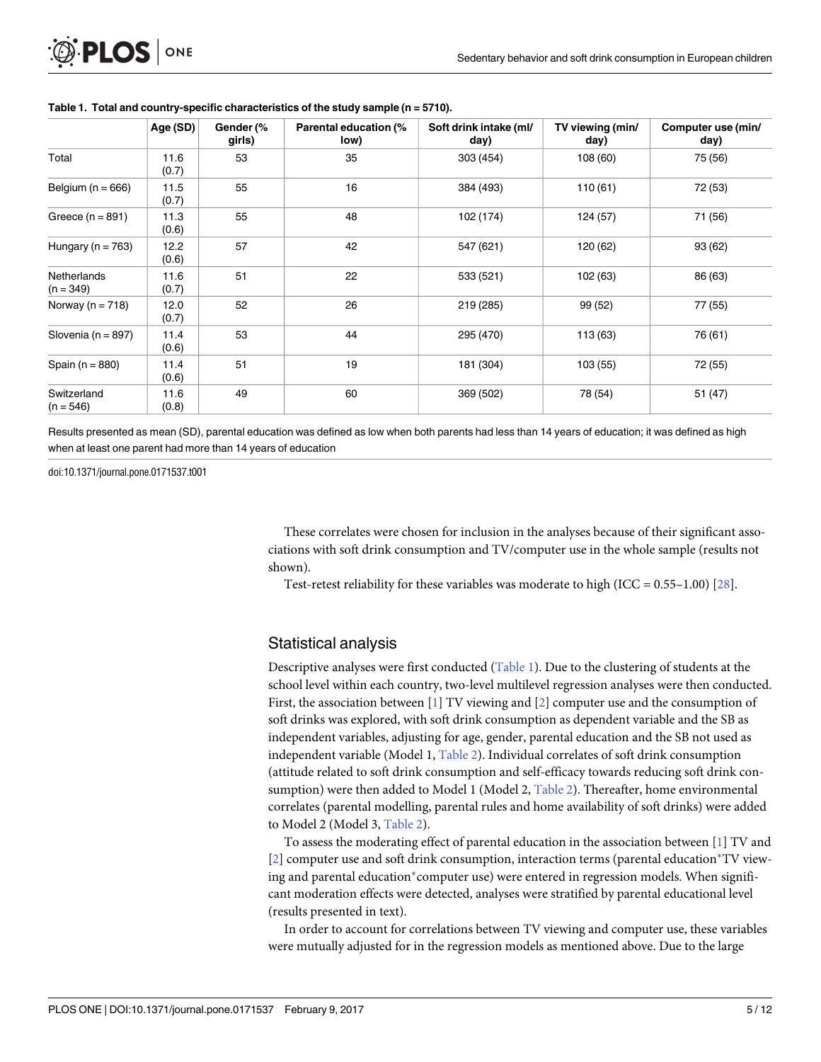**Table 1. Total and country-specific characteristics of the study sample (n = 5710).**

| | Age (SD) | Gender (% girls) | Parental education (% low) | Soft drink intake (ml/day) | TV viewing (min/day) | Computer use (min/day) |
|---|---|---|---|---|---|---|
| Total | 11.6 (0.7) | 53 | 35 | 303 (454) | 108 (60) | 75 (56) |
| Belgium (n = 666) | 11.5 (0.7) | 55 | 16 | 384 (493) | 110 (61) | 72 (53) |
| Greece (n = 891) | 11.3 (0.6) | 55 | 48 | 102 (174) | 124 (57) | 71 (56) |
| Hungary (n = 763) | 12.2 (0.6) | 57 | 42 | 547 (621) | 120 (62) | 93 (62) |
| Netherlands (n = 349) | 11.6 (0.7) | 51 | 22 | 533 (521) | 102 (63) | 86 (63) |
| Norway (n = 718) | 12.0 (0.7) | 52 | 26 | 219 (285) | 99 (52) | 77 (55) |
| Slovenia (n = 897) | 11.4 (0.6) | 53 | 44 | 295 (470) | 113 (63) | 76 (61) |
| Spain (n = 880) | 11.4 (0.6) | 51 | 19 | 181 (304) | 103 (55) | 72 (55) |
| Switzerland (n = 546) | 11.6 (0.8) | 49 | 60 | 369 (502) | 78 (54) | 51 (47) |

Results presented as mean (SD), parental education was defined as low when both parents had less than 14 years of education; it was defined as high when at least one parent had more than 14 years of education

doi:10.1371/journal.pone.0171537.t001

These correlates were chosen for inclusion in the analyses because of their significant associations with soft drink consumption and TV/computer use in the whole sample (results not shown).

Test-retest reliability for these variables was moderate to high (ICC = 0.55–1.00) [28].

## Statistical analysis

Descriptive analyses were first conducted (Table 1). Due to the clustering of students at the school level within each country, two-level multilevel regression analyses were then conducted. First, the association between [1] TV viewing and [2] computer use and the consumption of soft drinks was explored, with soft drink consumption as dependent variable and the SB as independent variables, adjusting for age, gender, parental education and the SB not used as independent variable (Model 1, Table 2). Individual correlates of soft drink consumption (attitude related to soft drink consumption and self-efficacy towards reducing soft drink consumption) were then added to Model 1 (Model 2, Table 2). Thereafter, home environmental correlates (parental modelling, parental rules and home availability of soft drinks) were added to Model 2 (Model 3, Table 2).

To assess the moderating effect of parental education in the association between [1] TV and [2] computer use and soft drink consumption, interaction terms (parental education*TV viewing and parental education*computer use) were entered in regression models. When significant moderation effects were detected, analyses were stratified by parental educational level (results presented in text).

In order to account for correlations between TV viewing and computer use, these variables were mutually adjusted for in the regression models as mentioned above. Due to the large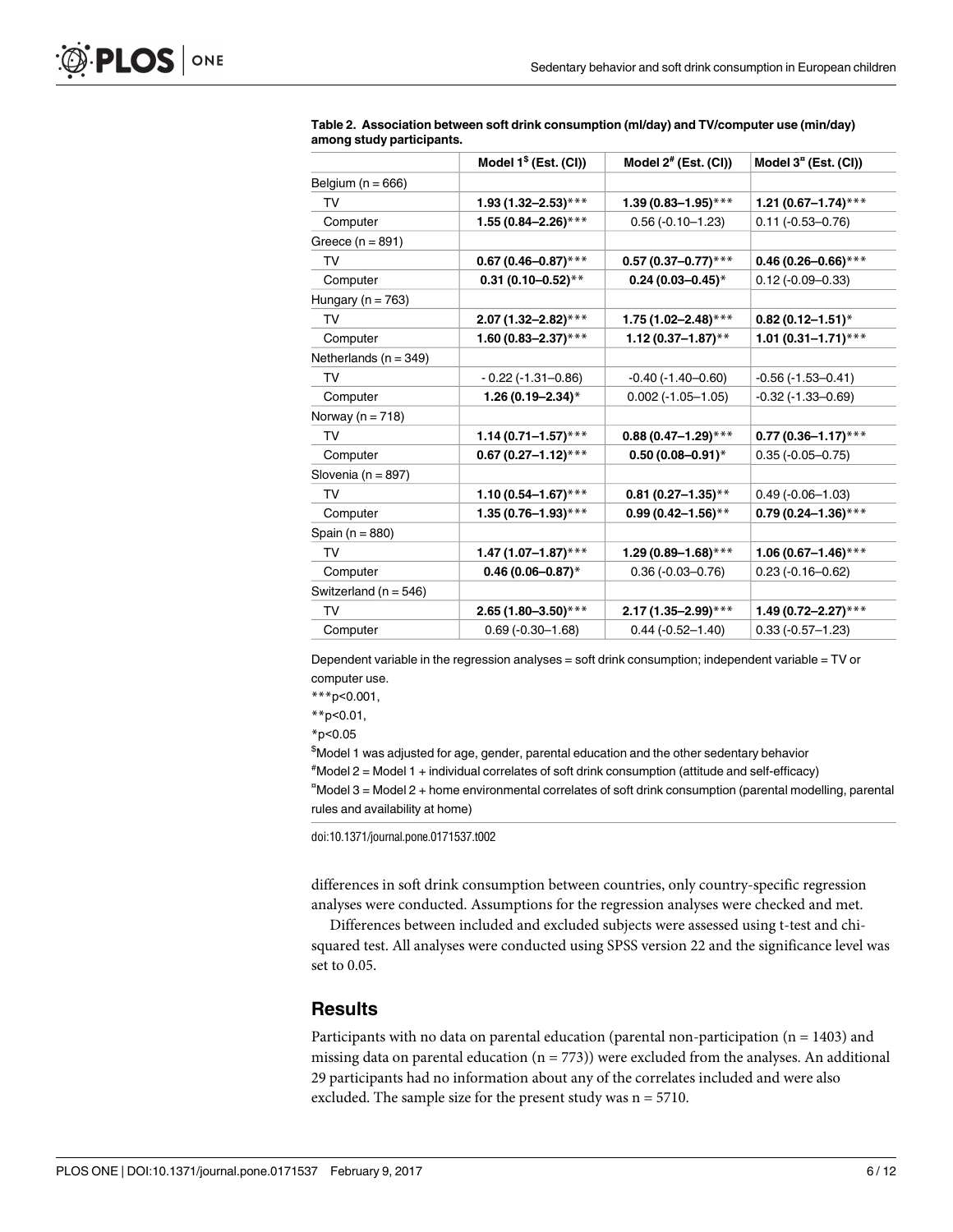**Table 2. Association between soft drink consumption (ml/day) and TV/computer use (min/day) among study participants.**

| | Model 1[$] (Est. (CI)) | Model 2[#] (Est. (CI)) | Model 3[¤] (Est. (CI)) |
|---|---|---|---|
| Belgium (n = 666) | | | |
| TV | **1.93 (1.32–2.53)*** ** | **1.39 (0.83–1.95)*** ** | **1.21 (0.67–1.74)*** ** |
| Computer | **1.55 (0.84–2.26)*** ** | 0.56 (-0.10–1.23) | 0.11 (-0.53–0.76) |
| Greece (n = 891) | | | |
| TV | **0.67 (0.46–0.87)*** ** | **0.57 (0.37–0.77)*** ** | **0.46 (0.26–0.66)*** ** |
| Computer | **0.31 (0.10–0.52)** ** | **0.24 (0.03–0.45)* ** | 0.12 (-0.09–0.33) |
| Hungary (n = 763) | | | |
| TV | **2.07 (1.32–2.82)*** ** | **1.75 (1.02–2.48)*** ** | **0.82 (0.12–1.51)* ** |
| Computer | **1.60 (0.83–2.37)*** ** | **1.12 (0.37–1.87)** ** | **1.01 (0.31–1.71)*** ** |
| Netherlands (n = 349) | | | |
| TV | - 0.22 (-1.31–0.86) | -0.40 (-1.40–0.60) | -0.56 (-1.53–0.41) |
| Computer | **1.26 (0.19–2.34)* ** | 0.002 (-1.05–1.05) | -0.32 (-1.33–0.69) |
| Norway (n = 718) | | | |
| TV | **1.14 (0.71–1.57)*** ** | **0.88 (0.47–1.29)*** ** | **0.77 (0.36–1.17)*** ** |
| Computer | **0.67 (0.27–1.12)*** ** | **0.50 (0.08–0.91)* ** | 0.35 (-0.05–0.75) |
| Slovenia (n = 897) | | | |
| TV | **1.10 (0.54–1.67)*** ** | **0.81 (0.27–1.35)** ** | 0.49 (-0.06–1.03) |
| Computer | **1.35 (0.76–1.93)*** ** | **0.99 (0.42–1.56)** ** | **0.79 (0.24–1.36)*** ** |
| Spain (n = 880) | | | |
| TV | **1.47 (1.07–1.87)*** ** | **1.29 (0.89–1.68)*** ** | **1.06 (0.67–1.46)*** ** |
| Computer | **0.46 (0.06–0.87)* ** | 0.36 (-0.03–0.76) | 0.23 (-0.16–0.62) |
| Switzerland (n = 546) | | | |
| TV | **2.65 (1.80–3.50)*** ** | **2.17 (1.35–2.99)*** ** | **1.49 (0.72–2.27)*** ** |
| Computer | 0.69 (-0.30–1.68) | 0.44 (-0.52–1.40) | 0.33 (-0.57–1.23) |

Dependent variable in the regression analyses = soft drink consumption; independent variable = TV or computer use.

***p<0.001,

**p<0.01,

*p<0.05

[$]Model 1 was adjusted for age, gender, parental education and the other sedentary behavior

[#]Model 2 = Model 1 + individual correlates of soft drink consumption (attitude and self-efficacy)

[¤]Model 3 = Model 2 + home environmental correlates of soft drink consumption (parental modelling, parental rules and availability at home)

doi:10.1371/journal.pone.0171537.t002

differences in soft drink consumption between countries, only country-specific regression analyses were conducted. Assumptions for the regression analyses were checked and met.

Differences between included and excluded subjects were assessed using t-test and chi-squared test. All analyses were conducted using SPSS version 22 and the significance level was set to 0.05.

## Results

Participants with no data on parental education (parental non-participation (n = 1403) and missing data on parental education (n = 773)) were excluded from the analyses. An additional 29 participants had no information about any of the correlates included and were also excluded. The sample size for the present study was n = 5710.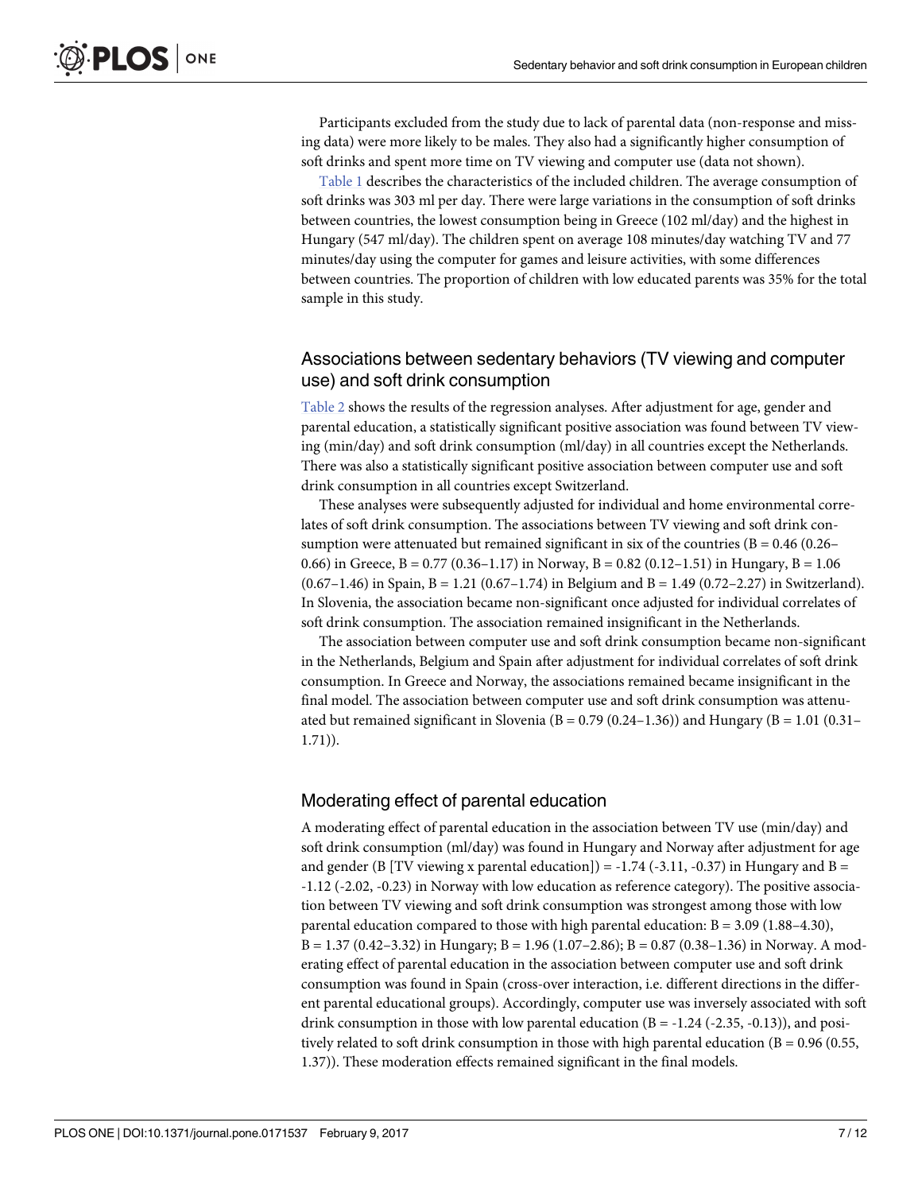Participants excluded from the study due to lack of parental data (non-response and missing data) were more likely to be males. They also had a significantly higher consumption of soft drinks and spent more time on TV viewing and computer use (data not shown).

Table 1 describes the characteristics of the included children. The average consumption of soft drinks was 303 ml per day. There were large variations in the consumption of soft drinks between countries, the lowest consumption being in Greece (102 ml/day) and the highest in Hungary (547 ml/day). The children spent on average 108 minutes/day watching TV and 77 minutes/day using the computer for games and leisure activities, with some differences between countries. The proportion of children with low educated parents was 35% for the total sample in this study.

## Associations between sedentary behaviors (TV viewing and computer use) and soft drink consumption

Table 2 shows the results of the regression analyses. After adjustment for age, gender and parental education, a statistically significant positive association was found between TV viewing (min/day) and soft drink consumption (ml/day) in all countries except the Netherlands. There was also a statistically significant positive association between computer use and soft drink consumption in all countries except Switzerland.

These analyses were subsequently adjusted for individual and home environmental correlates of soft drink consumption. The associations between TV viewing and soft drink consumption were attenuated but remained significant in six of the countries (B = 0.46 (0.26–0.66) in Greece, B = 0.77 (0.36–1.17) in Norway, B = 0.82 (0.12–1.51) in Hungary, B = 1.06 (0.67–1.46) in Spain, B = 1.21 (0.67–1.74) in Belgium and B = 1.49 (0.72–2.27) in Switzerland). In Slovenia, the association became non-significant once adjusted for individual correlates of soft drink consumption. The association remained insignificant in the Netherlands.

The association between computer use and soft drink consumption became non-significant in the Netherlands, Belgium and Spain after adjustment for individual correlates of soft drink consumption. In Greece and Norway, the associations remained became insignificant in the final model. The association between computer use and soft drink consumption was attenuated but remained significant in Slovenia (B = 0.79 (0.24–1.36)) and Hungary (B = 1.01 (0.31–1.71)).

## Moderating effect of parental education

A moderating effect of parental education in the association between TV use (min/day) and soft drink consumption (ml/day) was found in Hungary and Norway after adjustment for age and gender (B [TV viewing x parental education]) = -1.74 (-3.11, -0.37) in Hungary and B = -1.12 (-2.02, -0.23) in Norway with low education as reference category). The positive association between TV viewing and soft drink consumption was strongest among those with low parental education compared to those with high parental education: B = 3.09 (1.88–4.30), B = 1.37 (0.42–3.32) in Hungary; B = 1.96 (1.07–2.86); B = 0.87 (0.38–1.36) in Norway. A moderating effect of parental education in the association between computer use and soft drink consumption was found in Spain (cross-over interaction, i.e. different directions in the different parental educational groups). Accordingly, computer use was inversely associated with soft drink consumption in those with low parental education (B = -1.24 (-2.35, -0.13)), and positively related to soft drink consumption in those with high parental education (B = 0.96 (0.55, 1.37)). These moderation effects remained significant in the final models.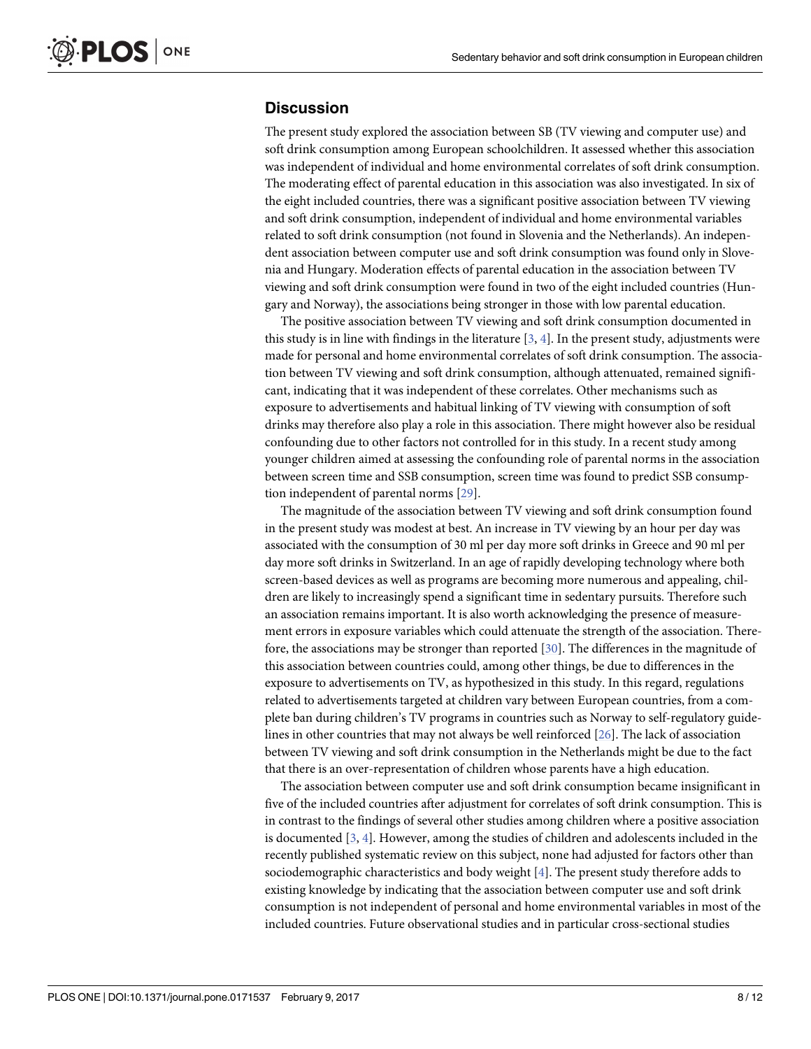## Discussion

The present study explored the association between SB (TV viewing and computer use) and soft drink consumption among European schoolchildren. It assessed whether this association was independent of individual and home environmental correlates of soft drink consumption. The moderating effect of parental education in this association was also investigated. In six of the eight included countries, there was a significant positive association between TV viewing and soft drink consumption, independent of individual and home environmental variables related to soft drink consumption (not found in Slovenia and the Netherlands). An independent association between computer use and soft drink consumption was found only in Slovenia and Hungary. Moderation effects of parental education in the association between TV viewing and soft drink consumption were found in two of the eight included countries (Hungary and Norway), the associations being stronger in those with low parental education.

The positive association between TV viewing and soft drink consumption documented in this study is in line with findings in the literature [3, 4]. In the present study, adjustments were made for personal and home environmental correlates of soft drink consumption. The association between TV viewing and soft drink consumption, although attenuated, remained significant, indicating that it was independent of these correlates. Other mechanisms such as exposure to advertisements and habitual linking of TV viewing with consumption of soft drinks may therefore also play a role in this association. There might however also be residual confounding due to other factors not controlled for in this study. In a recent study among younger children aimed at assessing the confounding role of parental norms in the association between screen time and SSB consumption, screen time was found to predict SSB consumption independent of parental norms [29].

The magnitude of the association between TV viewing and soft drink consumption found in the present study was modest at best. An increase in TV viewing by an hour per day was associated with the consumption of 30 ml per day more soft drinks in Greece and 90 ml per day more soft drinks in Switzerland. In an age of rapidly developing technology where both screen-based devices as well as programs are becoming more numerous and appealing, children are likely to increasingly spend a significant time in sedentary pursuits. Therefore such an association remains important. It is also worth acknowledging the presence of measurement errors in exposure variables which could attenuate the strength of the association. Therefore, the associations may be stronger than reported [30]. The differences in the magnitude of this association between countries could, among other things, be due to differences in the exposure to advertisements on TV, as hypothesized in this study. In this regard, regulations related to advertisements targeted at children vary between European countries, from a complete ban during children's TV programs in countries such as Norway to self-regulatory guidelines in other countries that may not always be well reinforced [26]. The lack of association between TV viewing and soft drink consumption in the Netherlands might be due to the fact that there is an over-representation of children whose parents have a high education.

The association between computer use and soft drink consumption became insignificant in five of the included countries after adjustment for correlates of soft drink consumption. This is in contrast to the findings of several other studies among children where a positive association is documented [3, 4]. However, among the studies of children and adolescents included in the recently published systematic review on this subject, none had adjusted for factors other than sociodemographic characteristics and body weight [4]. The present study therefore adds to existing knowledge by indicating that the association between computer use and soft drink consumption is not independent of personal and home environmental variables in most of the included countries. Future observational studies and in particular cross-sectional studies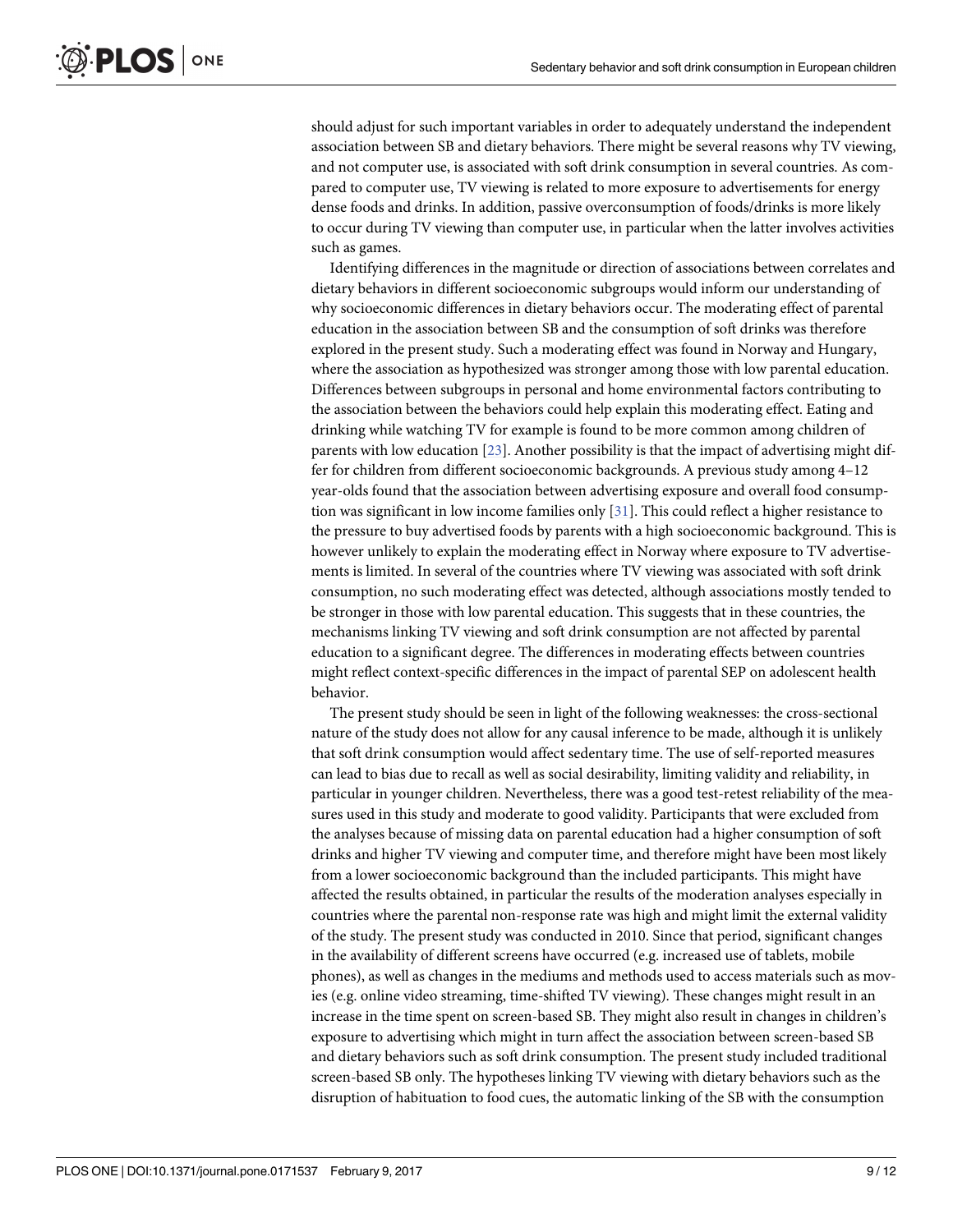should adjust for such important variables in order to adequately understand the independent association between SB and dietary behaviors. There might be several reasons why TV viewing, and not computer use, is associated with soft drink consumption in several countries. As compared to computer use, TV viewing is related to more exposure to advertisements for energy dense foods and drinks. In addition, passive overconsumption of foods/drinks is more likely to occur during TV viewing than computer use, in particular when the latter involves activities such as games.

Identifying differences in the magnitude or direction of associations between correlates and dietary behaviors in different socioeconomic subgroups would inform our understanding of why socioeconomic differences in dietary behaviors occur. The moderating effect of parental education in the association between SB and the consumption of soft drinks was therefore explored in the present study. Such a moderating effect was found in Norway and Hungary, where the association as hypothesized was stronger among those with low parental education. Differences between subgroups in personal and home environmental factors contributing to the association between the behaviors could help explain this moderating effect. Eating and drinking while watching TV for example is found to be more common among children of parents with low education [23]. Another possibility is that the impact of advertising might differ for children from different socioeconomic backgrounds. A previous study among 4–12 year-olds found that the association between advertising exposure and overall food consumption was significant in low income families only [31]. This could reflect a higher resistance to the pressure to buy advertised foods by parents with a high socioeconomic background. This is however unlikely to explain the moderating effect in Norway where exposure to TV advertisements is limited. In several of the countries where TV viewing was associated with soft drink consumption, no such moderating effect was detected, although associations mostly tended to be stronger in those with low parental education. This suggests that in these countries, the mechanisms linking TV viewing and soft drink consumption are not affected by parental education to a significant degree. The differences in moderating effects between countries might reflect context-specific differences in the impact of parental SEP on adolescent health behavior.

The present study should be seen in light of the following weaknesses: the cross-sectional nature of the study does not allow for any causal inference to be made, although it is unlikely that soft drink consumption would affect sedentary time. The use of self-reported measures can lead to bias due to recall as well as social desirability, limiting validity and reliability, in particular in younger children. Nevertheless, there was a good test-retest reliability of the measures used in this study and moderate to good validity. Participants that were excluded from the analyses because of missing data on parental education had a higher consumption of soft drinks and higher TV viewing and computer time, and therefore might have been most likely from a lower socioeconomic background than the included participants. This might have affected the results obtained, in particular the results of the moderation analyses especially in countries where the parental non-response rate was high and might limit the external validity of the study. The present study was conducted in 2010. Since that period, significant changes in the availability of different screens have occurred (e.g. increased use of tablets, mobile phones), as well as changes in the mediums and methods used to access materials such as movies (e.g. online video streaming, time-shifted TV viewing). These changes might result in an increase in the time spent on screen-based SB. They might also result in changes in children's exposure to advertising which might in turn affect the association between screen-based SB and dietary behaviors such as soft drink consumption. The present study included traditional screen-based SB only. The hypotheses linking TV viewing with dietary behaviors such as the disruption of habituation to food cues, the automatic linking of the SB with the consumption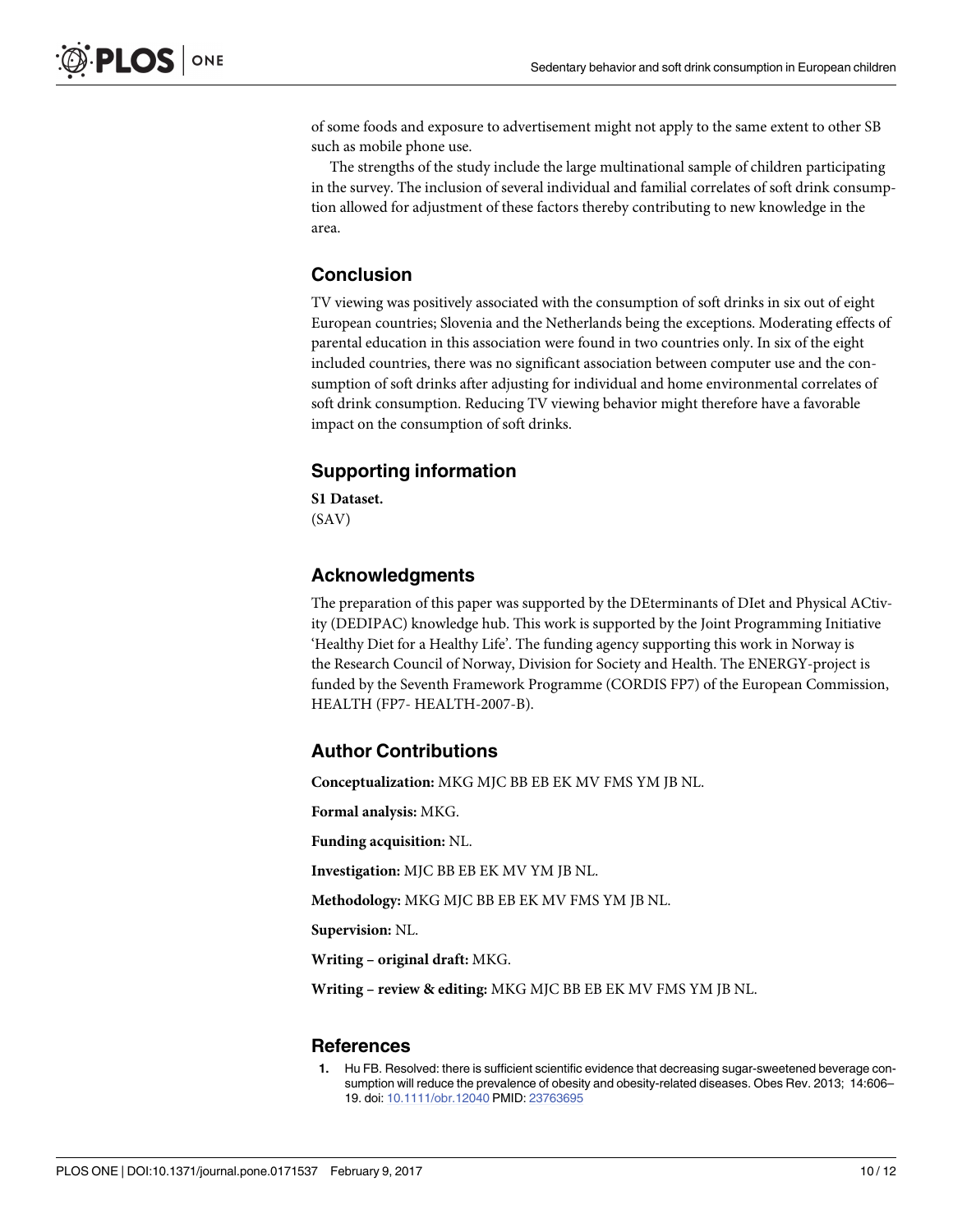of some foods and exposure to advertisement might not apply to the same extent to other SB such as mobile phone use.

The strengths of the study include the large multinational sample of children participating in the survey. The inclusion of several individual and familial correlates of soft drink consumption allowed for adjustment of these factors thereby contributing to new knowledge in the area.

## Conclusion

TV viewing was positively associated with the consumption of soft drinks in six out of eight European countries; Slovenia and the Netherlands being the exceptions. Moderating effects of parental education in this association were found in two countries only. In six of the eight included countries, there was no significant association between computer use and the consumption of soft drinks after adjusting for individual and home environmental correlates of soft drink consumption. Reducing TV viewing behavior might therefore have a favorable impact on the consumption of soft drinks.

## Supporting information

**S1 Dataset.**
(SAV)

## Acknowledgments

The preparation of this paper was supported by the DEterminants of DIet and Physical ACtivity (DEDIPAC) knowledge hub. This work is supported by the Joint Programming Initiative 'Healthy Diet for a Healthy Life'. The funding agency supporting this work in Norway is the Research Council of Norway, Division for Society and Health. The ENERGY-project is funded by the Seventh Framework Programme (CORDIS FP7) of the European Commission, HEALTH (FP7- HEALTH-2007-B).

## Author Contributions

**Conceptualization:** MKG MJC BB EB EK MV FMS YM JB NL.

**Formal analysis:** MKG.

**Funding acquisition:** NL.

**Investigation:** MJC BB EB EK MV YM JB NL.

**Methodology:** MKG MJC BB EB EK MV FMS YM JB NL.

**Supervision:** NL.

**Writing – original draft:** MKG.

**Writing – review & editing:** MKG MJC BB EB EK MV FMS YM JB NL.

## References

1. Hu FB. Resolved: there is sufficient scientific evidence that decreasing sugar-sweetened beverage consumption will reduce the prevalence of obesity and obesity-related diseases. Obes Rev. 2013; 14:606–19. doi: 10.1111/obr.12040 PMID: 23763695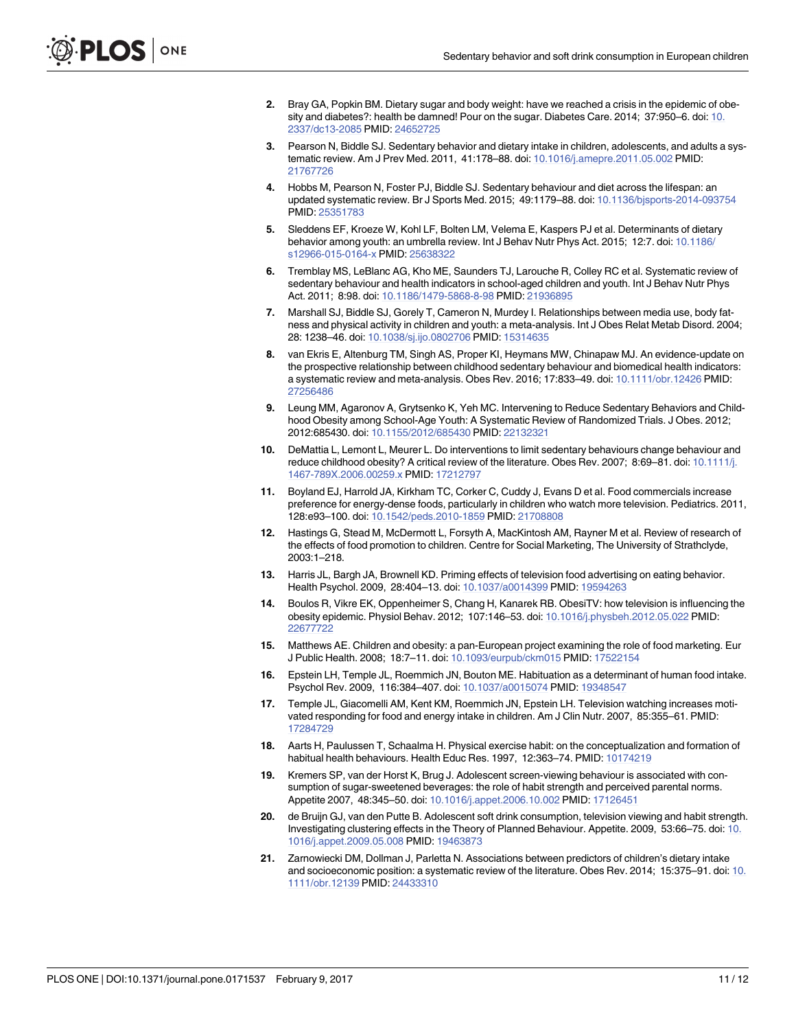2. Bray GA, Popkin BM. Dietary sugar and body weight: have we reached a crisis in the epidemic of obesity and diabetes?: health be damned! Pour on the sugar. Diabetes Care. 2014; 37:950–6. doi: 10.2337/dc13-2085 PMID: 24652725
3. Pearson N, Biddle SJ. Sedentary behavior and dietary intake in children, adolescents, and adults a systematic review. Am J Prev Med. 2011, 41:178–88. doi: 10.1016/j.amepre.2011.05.002 PMID: 21767726
4. Hobbs M, Pearson N, Foster PJ, Biddle SJ. Sedentary behaviour and diet across the lifespan: an updated systematic review. Br J Sports Med. 2015; 49:1179–88. doi: 10.1136/bjsports-2014-093754 PMID: 25351783
5. Sleddens EF, Kroeze W, Kohl LF, Bolten LM, Velema E, Kaspers PJ et al. Determinants of dietary behavior among youth: an umbrella review. Int J Behav Nutr Phys Act. 2015; 12:7. doi: 10.1186/s12966-015-0164-x PMID: 25638322
6. Tremblay MS, LeBlanc AG, Kho ME, Saunders TJ, Larouche R, Colley RC et al. Systematic review of sedentary behaviour and health indicators in school-aged children and youth. Int J Behav Nutr Phys Act. 2011; 8:98. doi: 10.1186/1479-5868-8-98 PMID: 21936895
7. Marshall SJ, Biddle SJ, Gorely T, Cameron N, Murdey I. Relationships between media use, body fatness and physical activity in children and youth: a meta-analysis. Int J Obes Relat Metab Disord. 2004; 28: 1238–46. doi: 10.1038/sj.ijo.0802706 PMID: 15314635
8. van Ekris E, Altenburg TM, Singh AS, Proper KI, Heymans MW, Chinapaw MJ. An evidence-update on the prospective relationship between childhood sedentary behaviour and biomedical health indicators: a systematic review and meta-analysis. Obes Rev. 2016; 17:833–49. doi: 10.1111/obr.12426 PMID: 27256486
9. Leung MM, Agaronov A, Grytsenko K, Yeh MC. Intervening to Reduce Sedentary Behaviors and Childhood Obesity among School-Age Youth: A Systematic Review of Randomized Trials. J Obes. 2012; 2012:685430. doi: 10.1155/2012/685430 PMID: 22132321
10. DeMattia L, Lemont L, Meurer L. Do interventions to limit sedentary behaviours change behaviour and reduce childhood obesity? A critical review of the literature. Obes Rev. 2007; 8:69–81. doi: 10.1111/j.1467-789X.2006.00259.x PMID: 17212797
11. Boyland EJ, Harrold JA, Kirkham TC, Corker C, Cuddy J, Evans D et al. Food commercials increase preference for energy-dense foods, particularly in children who watch more television. Pediatrics. 2011, 128:e93–100. doi: 10.1542/peds.2010-1859 PMID: 21708808
12. Hastings G, Stead M, McDermott L, Forsyth A, MacKintosh AM, Rayner M et al. Review of research of the effects of food promotion to children. Centre for Social Marketing, The University of Strathclyde, 2003:1–218.
13. Harris JL, Bargh JA, Brownell KD. Priming effects of television food advertising on eating behavior. Health Psychol. 2009, 28:404–13. doi: 10.1037/a0014399 PMID: 19594263
14. Boulos R, Vikre EK, Oppenheimer S, Chang H, Kanarek RB. ObesiTV: how television is influencing the obesity epidemic. Physiol Behav. 2012; 107:146–53. doi: 10.1016/j.physbeh.2012.05.022 PMID: 22677722
15. Matthews AE. Children and obesity: a pan-European project examining the role of food marketing. Eur J Public Health. 2008; 18:7–11. doi: 10.1093/eurpub/ckm015 PMID: 17522154
16. Epstein LH, Temple JL, Roemmich JN, Bouton ME. Habituation as a determinant of human food intake. Psychol Rev. 2009, 116:384–407. doi: 10.1037/a0015074 PMID: 19348547
17. Temple JL, Giacomelli AM, Kent KM, Roemmich JN, Epstein LH. Television watching increases motivated responding for food and energy intake in children. Am J Clin Nutr. 2007, 85:355–61. PMID: 17284729
18. Aarts H, Paulussen T, Schaalma H. Physical exercise habit: on the conceptualization and formation of habitual health behaviours. Health Educ Res. 1997, 12:363–74. PMID: 10174219
19. Kremers SP, van der Horst K, Brug J. Adolescent screen-viewing behaviour is associated with consumption of sugar-sweetened beverages: the role of habit strength and perceived parental norms. Appetite 2007, 48:345–50. doi: 10.1016/j.appet.2006.10.002 PMID: 17126451
20. de Bruijn GJ, van den Putte B. Adolescent soft drink consumption, television viewing and habit strength. Investigating clustering effects in the Theory of Planned Behaviour. Appetite. 2009, 53:66–75. doi: 10.1016/j.appet.2009.05.008 PMID: 19463873
21. Zarnowiecki DM, Dollman J, Parletta N. Associations between predictors of children's dietary intake and socioeconomic position: a systematic review of the literature. Obes Rev. 2014; 15:375–91. doi: 10.1111/obr.12139 PMID: 24433310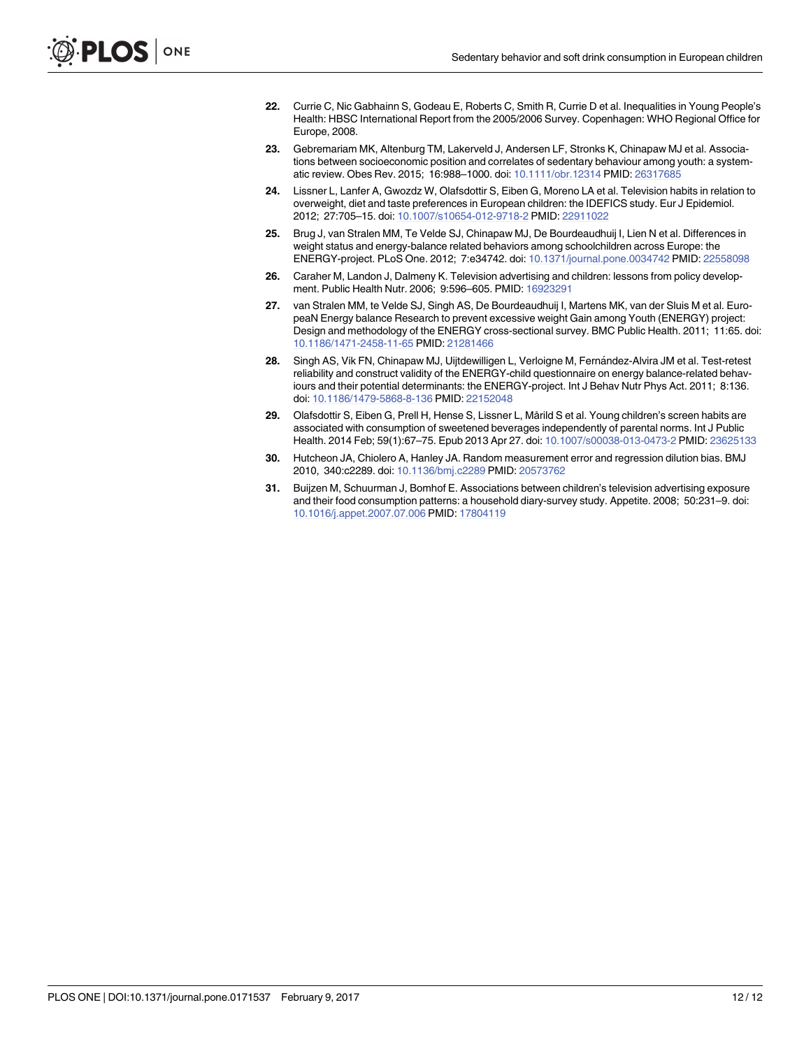22. Currie C, Nic Gabhainn S, Godeau E, Roberts C, Smith R, Currie D et al. Inequalities in Young People's Health: HBSC International Report from the 2005/2006 Survey. Copenhagen: WHO Regional Office for Europe, 2008.

23. Gebremariam MK, Altenburg TM, Lakerveld J, Andersen LF, Stronks K, Chinapaw MJ et al. Associations between socioeconomic position and correlates of sedentary behaviour among youth: a systematic review. Obes Rev. 2015; 16:988–1000. doi: 10.1111/obr.12314 PMID: 26317685

24. Lissner L, Lanfer A, Gwozdz W, Olafsdottir S, Eiben G, Moreno LA et al. Television habits in relation to overweight, diet and taste preferences in European children: the IDEFICS study. Eur J Epidemiol. 2012; 27:705–15. doi: 10.1007/s10654-012-9718-2 PMID: 22911022

25. Brug J, van Stralen MM, Te Velde SJ, Chinapaw MJ, De Bourdeaudhuij I, Lien N et al. Differences in weight status and energy-balance related behaviors among schoolchildren across Europe: the ENERGY-project. PLoS One. 2012; 7:e34742. doi: 10.1371/journal.pone.0034742 PMID: 22558098

26. Caraher M, Landon J, Dalmeny K. Television advertising and children: lessons from policy development. Public Health Nutr. 2006; 9:596–605. PMID: 16923291

27. van Stralen MM, te Velde SJ, Singh AS, De Bourdeaudhuij I, Martens MK, van der Sluis M et al. EuropeaN Energy balance Research to prevent excessive weight Gain among Youth (ENERGY) project: Design and methodology of the ENERGY cross-sectional survey. BMC Public Health. 2011; 11:65. doi: 10.1186/1471-2458-11-65 PMID: 21281466

28. Singh AS, Vik FN, Chinapaw MJ, Uijtdewilligen L, Verloigne M, Fernández-Alvira JM et al. Test-retest reliability and construct validity of the ENERGY-child questionnaire on energy balance-related behaviours and their potential determinants: the ENERGY-project. Int J Behav Nutr Phys Act. 2011; 8:136. doi: 10.1186/1479-5868-8-136 PMID: 22152048

29. Olafsdottir S, Eiben G, Prell H, Hense S, Lissner L, Mårild S et al. Young children's screen habits are associated with consumption of sweetened beverages independently of parental norms. Int J Public Health. 2014 Feb; 59(1):67–75. Epub 2013 Apr 27. doi: 10.1007/s00038-013-0473-2 PMID: 23625133

30. Hutcheon JA, Chiolero A, Hanley JA. Random measurement error and regression dilution bias. BMJ 2010, 340:c2289. doi: 10.1136/bmj.c2289 PMID: 20573762

31. Buijzen M, Schuurman J, Bomhof E. Associations between children's television advertising exposure and their food consumption patterns: a household diary-survey study. Appetite. 2008; 50:231–9. doi: 10.1016/j.appet.2007.07.006 PMID: 17804119